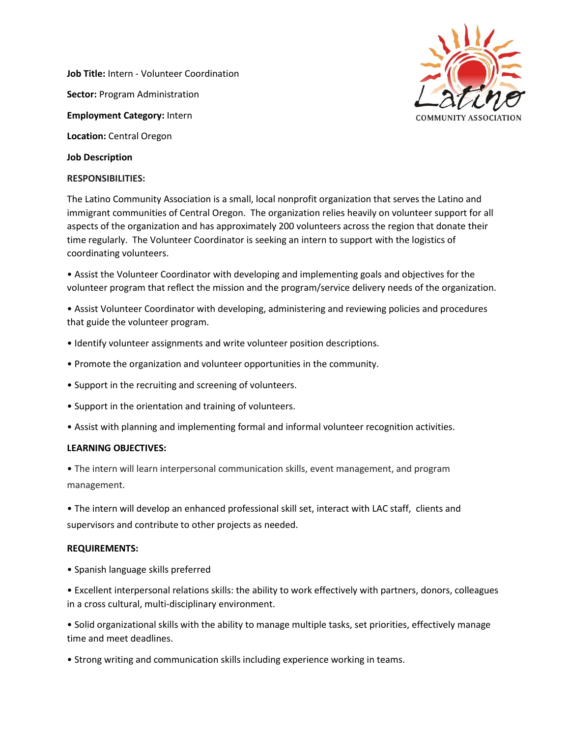**Job Title:** Intern - Volunteer Coordination

**Sector:** Program Administration

**Employment Category:** Intern

**Location:** Central Oregon

**Job Description**

**RESPONSIBILITIES:**

The Latino Community Association is a small, local nonprofit organization that serves the Latino and immigrant communities of Central Oregon. The organization relies heavily on volunteer support for all aspects of the organization and has approximately 200 volunteers across the region that donate their time regularly. The Volunteer Coordinator is seeking an intern to support with the logistics of coordinating volunteers.

- Assist the Volunteer Coordinator with developing and implementing goals and objectives for the volunteer program that reflect the mission and the program/service delivery needs of the organization.
- Assist Volunteer Coordinator with developing, administering and reviewing policies and procedures that guide the volunteer program.
- Identify volunteer assignments and write volunteer position descriptions.
- Promote the organization and volunteer opportunities in the community.
- Support in the recruiting and screening of volunteers.
- Support in the orientation and training of volunteers.
- Assist with planning and implementing formal and informal volunteer recognition activities.

**LEARNING OBJECTIVES:**

- The intern will learn interpersonal communication skills, event management, and program management.
- The intern will develop an enhanced professional skill set, interact with LAC staff, clients and supervisors and contribute to other projects as needed.

**REQUIREMENTS:**

- Spanish language skills preferred
- Excellent interpersonal relations skills: the ability to work effectively with partners, donors, colleagues in a cross cultural, multi-disciplinary environment.
- Solid organizational skills with the ability to manage multiple tasks, set priorities, effectively manage time and meet deadlines.
- Strong writing and communication skills including experience working in teams.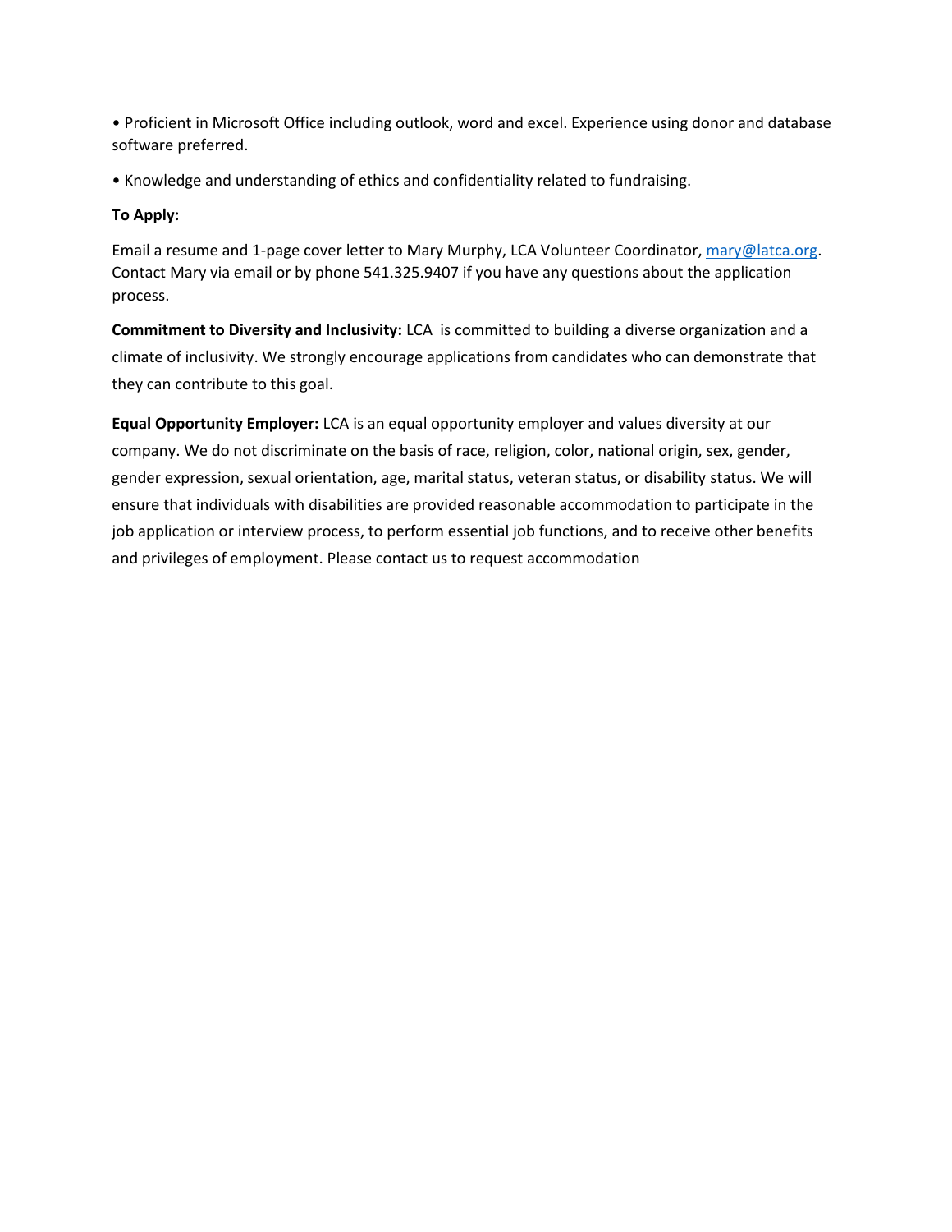- Proficient in Microsoft Office including outlook, word and excel. Experience using donor and database software preferred.
- Knowledge and understanding of ethics and confidentiality related to fundraising.

**To Apply:**

Email a resume and 1-page cover letter to Mary Murphy, LCA Volunteer Coordinator, mary@latca.org. Contact Mary via email or by phone 541.325.9407 if you have any questions about the application process.

**Commitment to Diversity and Inclusivity:** LCA is committed to building a diverse organization and a climate of inclusivity. We strongly encourage applications from candidates who can demonstrate that they can contribute to this goal.

**Equal Opportunity Employer:** LCA is an equal opportunity employer and values diversity at our company. We do not discriminate on the basis of race, religion, color, national origin, sex, gender, gender expression, sexual orientation, age, marital status, veteran status, or disability status. We will ensure that individuals with disabilities are provided reasonable accommodation to participate in the job application or interview process, to perform essential job functions, and to receive other benefits and privileges of employment. Please contact us to request accommodation